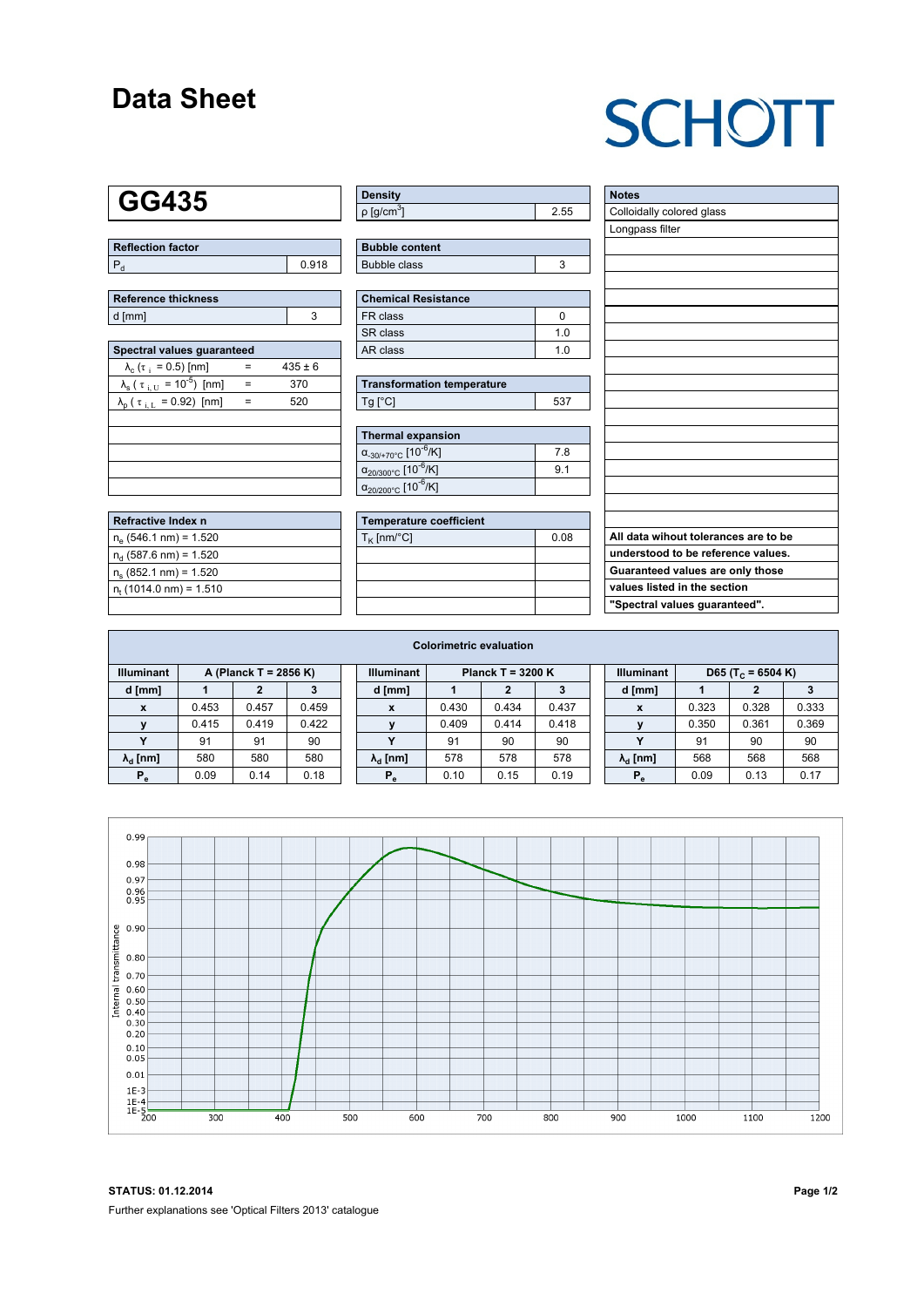# Data Sheet

SCHOTT

## GG435

| Reflection factor | |
|---|---|
| $P_d$ | 0.918 |

| Reference thickness | |
|---|---|
| d [mm] | 3 |

| Spectral values guaranteed | | |
|---|---|---|
| $\lambda_c$ ($\tau_i$ = 0.5) [nm] | = | 435 ± 6 |
| $\lambda_s$ ($\tau_{i,U}$ = $10^{-5}$) [nm] | = | 370 |
| $\lambda_p$ ($\tau_{i,L}$ = 0.92) [nm] | = | 520 |

| Refractive Index n |
|---|
| $n_e$ (546.1 nm) = 1.520 |
| $n_d$ (587.6 nm) = 1.520 |
| $n_s$ (852.1 nm) = 1.520 |
| $n_t$ (1014.0 nm) = 1.510 |

| Density | |
|---|---|
| ρ [g/cm$^3$] | 2.55 |

| Bubble content | |
|---|---|
| Bubble class | 3 |

| Chemical Resistance | |
|---|---|
| FR class | 0 |
| SR class | 1.0 |
| AR class | 1.0 |

| Transformation temperature | |
|---|---|
| Tg [°C] | 537 |

| Thermal expansion | |
|---|---|
| $\alpha_{-30/+70°C}$ [$10^{-6}$/K] | 7.8 |
| $\alpha_{20/300°C}$ [$10^{-6}$/K] | 9.1 |
| $\alpha_{20/200°C}$ [$10^{-6}$/K] | |

| Temperature coefficient | |
|---|---|
| $T_K$ [nm/°C] | 0.08 |

| Notes |
|---|
| Colloidally colored glass |
| Longpass filter |

**All data wihout tolerances are to be understood to be reference values. Guaranteed values are only those values listed in the section "Spectral values guaranteed".**

### Colorimetric evaluation

| Illuminant | A (Planck T = 2856 K) | | | Illuminant | Planck T = 3200 K | | | Illuminant | D65 ($T_C$ = 6504 K) | | |
|---|---|---|---|---|---|---|---|---|---|---|---|
| d [mm] | 1 | 2 | 3 | d [mm] | 1 | 2 | 3 | d [mm] | 1 | 2 | 3 |
| x | 0.453 | 0.457 | 0.459 | x | 0.430 | 0.434 | 0.437 | x | 0.323 | 0.328 | 0.333 |
| y | 0.415 | 0.419 | 0.422 | y | 0.409 | 0.414 | 0.418 | y | 0.350 | 0.361 | 0.369 |
| Y | 91 | 91 | 90 | Y | 91 | 90 | 90 | Y | 91 | 90 | 90 |
| $\lambda_d$ [nm] | 580 | 580 | 580 | $\lambda_d$ [nm] | 578 | 578 | 578 | $\lambda_d$ [nm] | 568 | 568 | 568 |
| $P_e$ | 0.09 | 0.14 | 0.18 | $P_e$ | 0.10 | 0.15 | 0.19 | $P_e$ | 0.09 | 0.13 | 0.17 |

**STATUS: 01.12.2014**

Further explanations see 'Optical Filters 2013' catalogue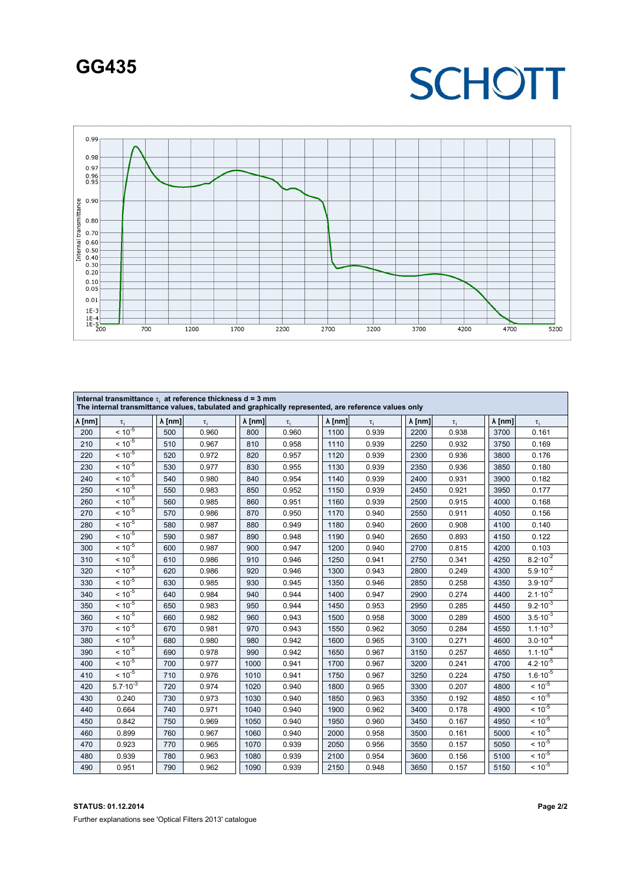# GG435

SCHOTT

0.99
0.98
0.97
0.96
0.95
0.90
0.80
0.70
0.60
0.50
0.40
0.30
0.20
0.10
0.05
0.01
1E-3
1E-4
1E-5
Internal transmittance
200 700 1200 1700 2200 2700 3200 3700 4200 4700 5200

**Internal transmittance $\tau_i$ at reference thickness d = 3 mm**
**The internal transmittance values, tabulated and graphically represented, are reference values only**

| λ [nm] | $\tau_i$ | λ [nm] | $\tau_i$ | λ [nm] | $\tau_i$ | λ [nm] | $\tau_i$ | λ [nm] | $\tau_i$ | λ [nm] | $\tau_i$ |
|---|---|---|---|---|---|---|---|---|---|---|---|
| 200 | $< 10^{-5}$ | 500 | 0.960 | 800 | 0.960 | 1100 | 0.939 | 2200 | 0.938 | 3700 | 0.161 |
| 210 | $< 10^{-5}$ | 510 | 0.967 | 810 | 0.958 | 1110 | 0.939 | 2250 | 0.932 | 3750 | 0.169 |
| 220 | $< 10^{-5}$ | 520 | 0.972 | 820 | 0.957 | 1120 | 0.939 | 2300 | 0.936 | 3800 | 0.176 |
| 230 | $< 10^{-5}$ | 530 | 0.977 | 830 | 0.955 | 1130 | 0.939 | 2350 | 0.936 | 3850 | 0.180 |
| 240 | $< 10^{-5}$ | 540 | 0.980 | 840 | 0.954 | 1140 | 0.939 | 2400 | 0.931 | 3900 | 0.182 |
| 250 | $< 10^{-5}$ | 550 | 0.983 | 850 | 0.952 | 1150 | 0.939 | 2450 | 0.921 | 3950 | 0.177 |
| 260 | $< 10^{-5}$ | 560 | 0.985 | 860 | 0.951 | 1160 | 0.939 | 2500 | 0.915 | 4000 | 0.168 |
| 270 | $< 10^{-5}$ | 570 | 0.986 | 870 | 0.950 | 1170 | 0.940 | 2550 | 0.911 | 4050 | 0.156 |
| 280 | $< 10^{-5}$ | 580 | 0.987 | 880 | 0.949 | 1180 | 0.940 | 2600 | 0.908 | 4100 | 0.140 |
| 290 | $< 10^{-5}$ | 590 | 0.987 | 890 | 0.948 | 1190 | 0.940 | 2650 | 0.893 | 4150 | 0.122 |
| 300 | $< 10^{-5}$ | 600 | 0.987 | 900 | 0.947 | 1200 | 0.940 | 2700 | 0.815 | 4200 | 0.103 |
| 310 | $< 10^{-5}$ | 610 | 0.986 | 910 | 0.946 | 1250 | 0.941 | 2750 | 0.341 | 4250 | $8.2 \cdot 10^{-2}$ |
| 320 | $< 10^{-5}$ | 620 | 0.986 | 920 | 0.946 | 1300 | 0.943 | 2800 | 0.249 | 4300 | $5.9 \cdot 10^{-2}$ |
| 330 | $< 10^{-5}$ | 630 | 0.985 | 930 | 0.945 | 1350 | 0.946 | 2850 | 0.258 | 4350 | $3.9 \cdot 10^{-2}$ |
| 340 | $< 10^{-5}$ | 640 | 0.984 | 940 | 0.944 | 1400 | 0.947 | 2900 | 0.274 | 4400 | $2.1 \cdot 10^{-2}$ |
| 350 | $< 10^{-5}$ | 650 | 0.983 | 950 | 0.944 | 1450 | 0.953 | 2950 | 0.285 | 4450 | $9.2 \cdot 10^{-3}$ |
| 360 | $< 10^{-5}$ | 660 | 0.982 | 960 | 0.943 | 1500 | 0.958 | 3000 | 0.289 | 4500 | $3.5 \cdot 10^{-3}$ |
| 370 | $< 10^{-5}$ | 670 | 0.981 | 970 | 0.943 | 1550 | 0.962 | 3050 | 0.284 | 4550 | $1.1 \cdot 10^{-3}$ |
| 380 | $< 10^{-5}$ | 680 | 0.980 | 980 | 0.942 | 1600 | 0.965 | 3100 | 0.271 | 4600 | $3.0 \cdot 10^{-4}$ |
| 390 | $< 10^{-5}$ | 690 | 0.978 | 990 | 0.942 | 1650 | 0.967 | 3150 | 0.257 | 4650 | $1.1 \cdot 10^{-4}$ |
| 400 | $< 10^{-5}$ | 700 | 0.977 | 1000 | 0.941 | 1700 | 0.967 | 3200 | 0.241 | 4700 | $4.2 \cdot 10^{-5}$ |
| 410 | $< 10^{-5}$ | 710 | 0.976 | 1010 | 0.941 | 1750 | 0.967 | 3250 | 0.224 | 4750 | $1.6 \cdot 10^{-5}$ |
| 420 | $5.7 \cdot 10^{-3}$ | 720 | 0.974 | 1020 | 0.940 | 1800 | 0.965 | 3300 | 0.207 | 4800 | $< 10^{-5}$ |
| 430 | 0.240 | 730 | 0.973 | 1030 | 0.940 | 1850 | 0.963 | 3350 | 0.192 | 4850 | $< 10^{-5}$ |
| 440 | 0.664 | 740 | 0.971 | 1040 | 0.940 | 1900 | 0.962 | 3400 | 0.178 | 4900 | $< 10^{-5}$ |
| 450 | 0.842 | 750 | 0.969 | 1050 | 0.940 | 1950 | 0.960 | 3450 | 0.167 | 4950 | $< 10^{-5}$ |
| 460 | 0.899 | 760 | 0.967 | 1060 | 0.940 | 2000 | 0.958 | 3500 | 0.161 | 5000 | $< 10^{-5}$ |
| 470 | 0.923 | 770 | 0.965 | 1070 | 0.939 | 2050 | 0.956 | 3550 | 0.157 | 5050 | $< 10^{-5}$ |
| 480 | 0.939 | 780 | 0.963 | 1080 | 0.939 | 2100 | 0.954 | 3600 | 0.156 | 5100 | $< 10^{-5}$ |
| 490 | 0.951 | 790 | 0.962 | 1090 | 0.939 | 2150 | 0.948 | 3650 | 0.157 | 5150 | $< 10^{-5}$ |

**STATUS: 01.12.2014**

Further explanations see 'Optical Filters 2013' catalogue